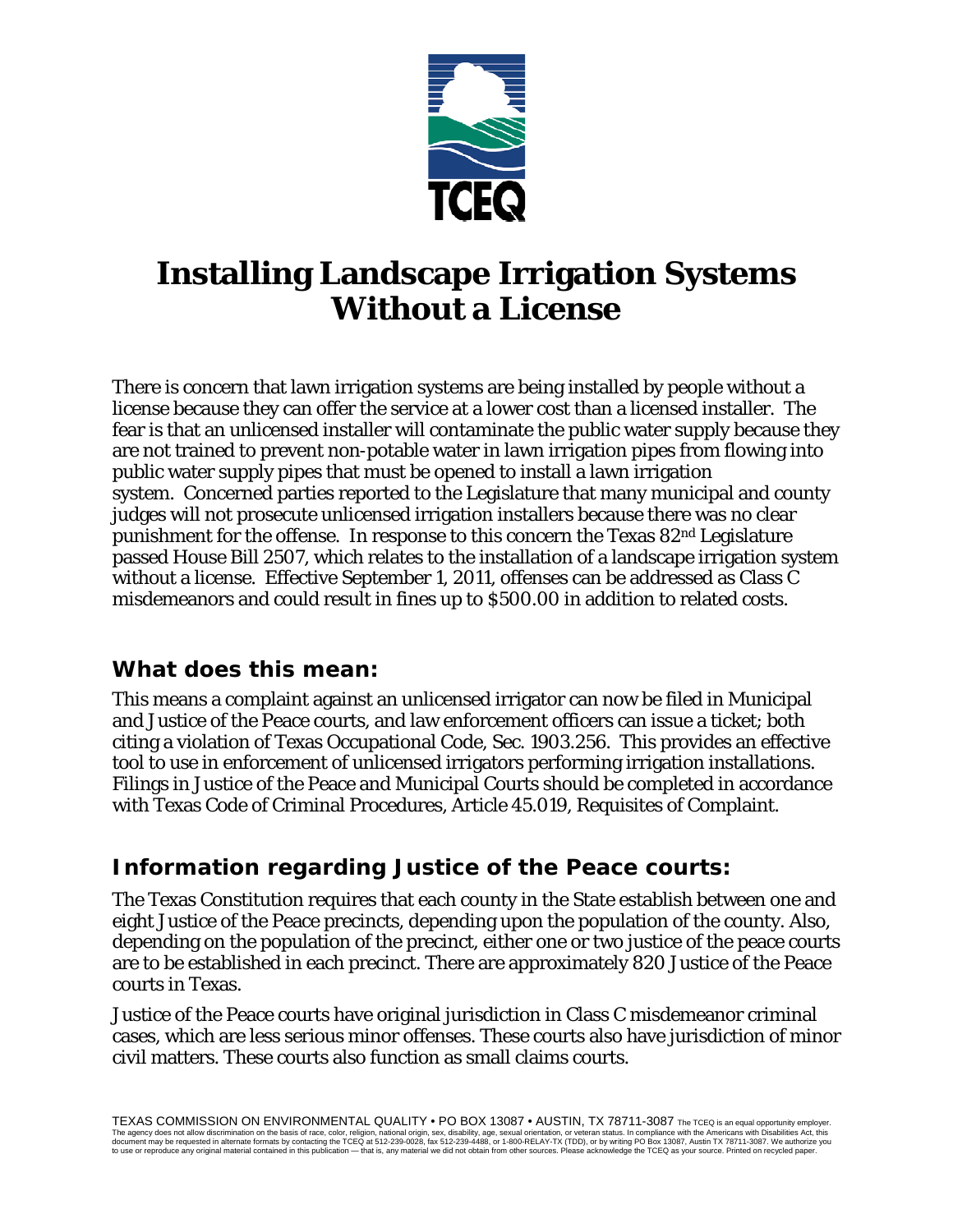# Installing Landscape Irrigation Systems Without a License

There is concern that lawn irrigation systems are being installed by people without a license because they can offer the service at a lower cost than a licensed installer. The fear is that an unlicensed installer will contaminate the public water supply because they are not trained to prevent non-potable water in lawn irrigation pipes from flowing into public water supply pipes that must be opened to install a lawn irrigation system. Concerned parties reported to the Legislature that many municipal and county judges will not prosecute unlicensed irrigation installers because there was no clear punishment for the offense. In response to this concern the Texas 82nd Legislature passed House Bill 2507, which relates to the installation of a landscape irrigation system without a license. Effective September 1, 2011, offenses can be addressed as Class C misdemeanors and could result in fines up to $500.00 in addition to related costs.

## What does this mean:

This means a complaint against an unlicensed irrigator can now be filed in Municipal and Justice of the Peace courts, and law enforcement officers can issue a ticket; both citing a violation of Texas Occupational Code, Sec. 1903.256. This provides an effective tool to use in enforcement of unlicensed irrigators performing irrigation installations. Filings in Justice of the Peace and Municipal Courts should be completed in accordance with Texas Code of Criminal Procedures, Article 45.019, Requisites of Complaint.

## Information regarding Justice of the Peace courts:

The Texas Constitution requires that each county in the State establish between one and eight Justice of the Peace precincts, depending upon the population of the county. Also, depending on the population of the precinct, either one or two justice of the peace courts are to be established in each precinct. There are approximately 820 Justice of the Peace courts in Texas.

Justice of the Peace courts have original jurisdiction in Class C misdemeanor criminal cases, which are less serious minor offenses. These courts also have jurisdiction of minor civil matters. These courts also function as small claims courts.

TEXAS COMMISSION ON ENVIRONMENTAL QUALITY • PO BOX 13087 • AUSTIN, TX 78711-3087 The TCEQ is an equal opportunity employer. The agency does not allow discrimination on the basis of race, color, religion, national origin, sex, disability, age, sexual orientation, or veteran status. In compliance with the Americans with Disabilities Act, this document may be requested in alternate formats by contacting the TCEQ at 512-239-0028, fax 512-239-4488, or 1-800-RELAY-TX (TDD), or by writing PO Box 13087, Austin TX 78711-3087. We authorize you to use or reproduce any original material contained in this publication — that is, any material we did not obtain from other sources. Please acknowledge the TCEQ as your source. Printed on recycled paper.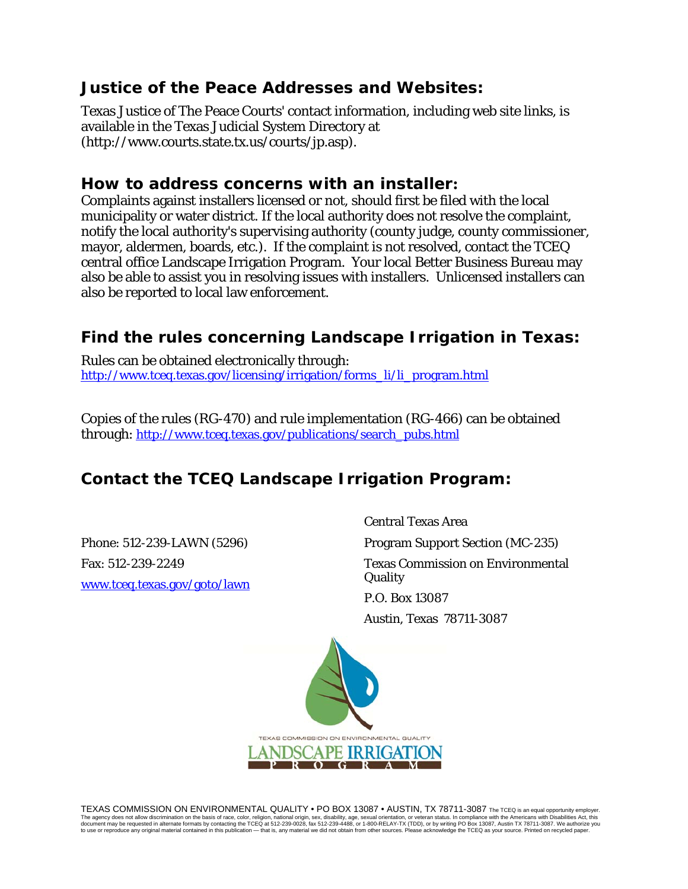## Justice of the Peace Addresses and Websites:

Texas Justice of The Peace Courts' contact information, including web site links, is available in the Texas Judicial System Directory at (http://www.courts.state.tx.us/courts/jp.asp).

## How to address concerns with an installer:

Complaints against installers licensed or not, should first be filed with the local municipality or water district. If the local authority does not resolve the complaint, notify the local authority's supervising authority (county judge, county commissioner, mayor, aldermen, boards, etc.). If the complaint is not resolved, contact the TCEQ central office Landscape Irrigation Program. Your local Better Business Bureau may also be able to assist you in resolving issues with installers. Unlicensed installers can also be reported to local law enforcement.

## Find the rules concerning Landscape Irrigation in Texas:

Rules can be obtained electronically through:
http://www.tceq.texas.gov/licensing/irrigation/forms_li/li_program.html

Copies of the rules (RG-470) and rule implementation (RG-466) can be obtained through: http://www.tceq.texas.gov/publications/search_pubs.html

## Contact the TCEQ Landscape Irrigation Program:

Phone: 512-239-LAWN (5296)

Fax: 512-239-2249

www.tceq.texas.gov/goto/lawn

Central Texas Area

Program Support Section (MC-235)

Texas Commission on Environmental Quality

P.O. Box 13087

Austin, Texas 78711-3087

TEXAS COMMISSION ON ENVIRONMENTAL QUALITY

LANDSCAPE IRRIGATION PROGRAM

TEXAS COMMISSION ON ENVIRONMENTAL QUALITY • PO BOX 13087 • AUSTIN, TX 78711-3087 The TCEQ is an equal opportunity employer. The agency does not allow discrimination on the basis of race, color, religion, national origin, sex, disability, age, sexual orientation, or veteran status. In compliance with the Americans with Disabilities Act, this document may be requested in alternate formats by contacting the TCEQ at 512-239-0028, fax 512-239-4488, or 1-800-RELAY-TX (TDD), or by writing PO Box 13087, Austin TX 78711-3087. We authorize you to use or reproduce any original material contained in this publication — that is, any material we did not obtain from other sources. Please acknowledge the TCEQ as your source. Printed on recycled paper.